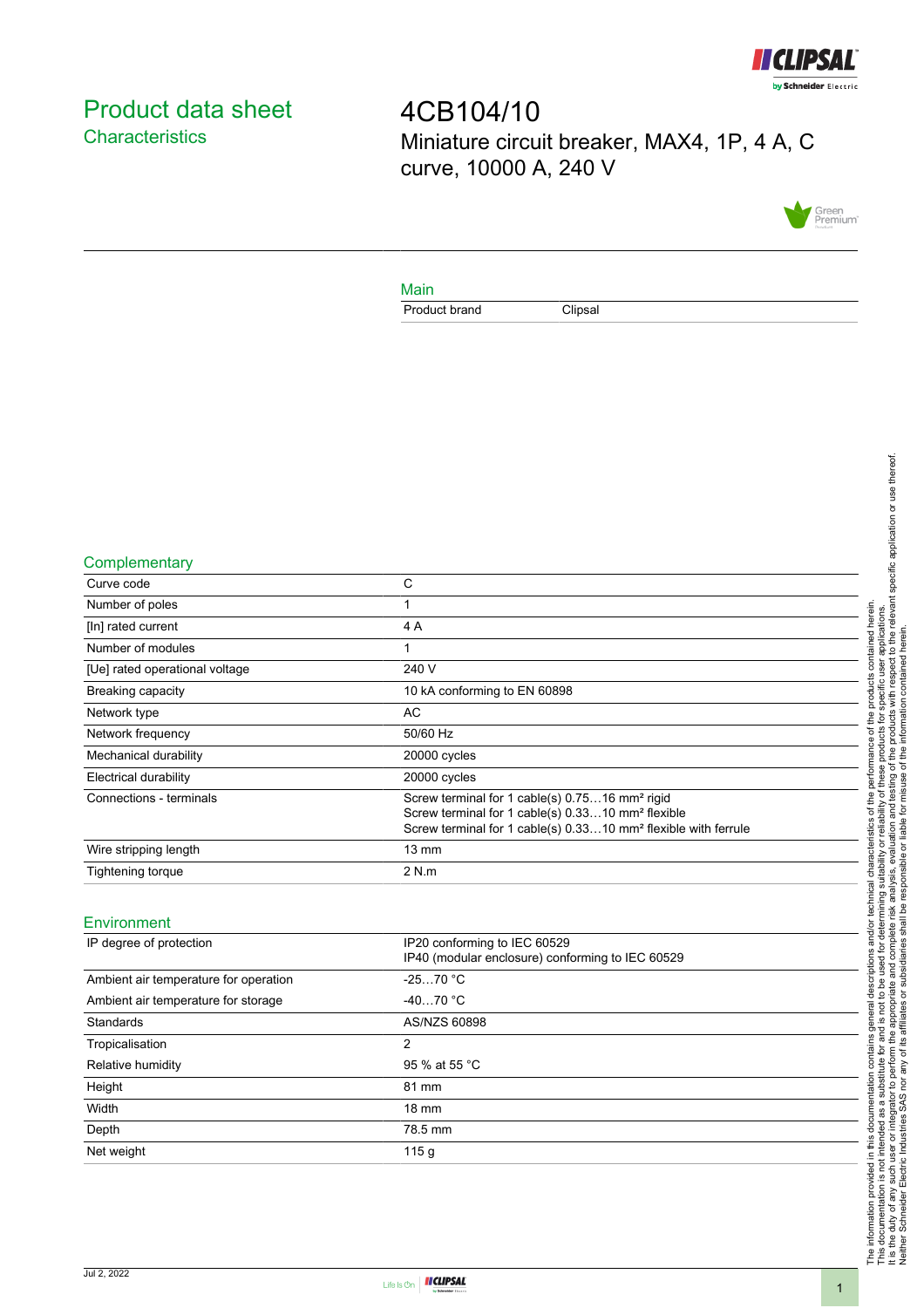# Product data sheet

## Characteristics

# 4CB104/10

Miniature circuit breaker, MAX4, 1P, 4 A, C curve, 10000 A, 240 V

### Main

| Product brand | Clipsal |
|---|---|

### Complementary

| Curve code | C |
|---|---|
| Number of poles | 1 |
| [In] rated current | 4 A |
| Number of modules | 1 |
| [Ue] rated operational voltage | 240 V |
| Breaking capacity | 10 kA conforming to EN 60898 |
| Network type | AC |
| Network frequency | 50/60 Hz |
| Mechanical durability | 20000 cycles |
| Electrical durability | 20000 cycles |
| Connections - terminals | Screw terminal for 1 cable(s) 0.75…16 mm² rigid<br>Screw terminal for 1 cable(s) 0.33…10 mm² flexible<br>Screw terminal for 1 cable(s) 0.33…10 mm² flexible with ferrule |
| Wire stripping length | 13 mm |
| Tightening torque | 2 N.m |

### Environment

| IP degree of protection | IP20 conforming to IEC 60529<br>IP40 (modular enclosure) conforming to IEC 60529 |
|---|---|
| Ambient air temperature for operation | -25…70 °C |
| Ambient air temperature for storage | -40…70 °C |
| Standards | AS/NZS 60898 |
| Tropicalisation | 2 |
| Relative humidity | 95 % at 55 °C |
| Height | 81 mm |
| Width | 18 mm |
| Depth | 78.5 mm |
| Net weight | 115 g |

The information provided in this documentation contains general descriptions and/or technical characteristics of the performance of the products contained herein.
This documentation is not intended as a substitute for and is not to be used for determining suitability or reliability of these products for specific user applications.
It is the duty of any such user or integrator to perform the appropriate and complete risk analysis, evaluation and testing of the products with respect to the relevant specific application or use thereof.
Neither Schneider Electric Industries SAS nor any of its affiliates or subsidiaries shall be responsible or liable for misuse of the information contained herein.

Jul 2, 2022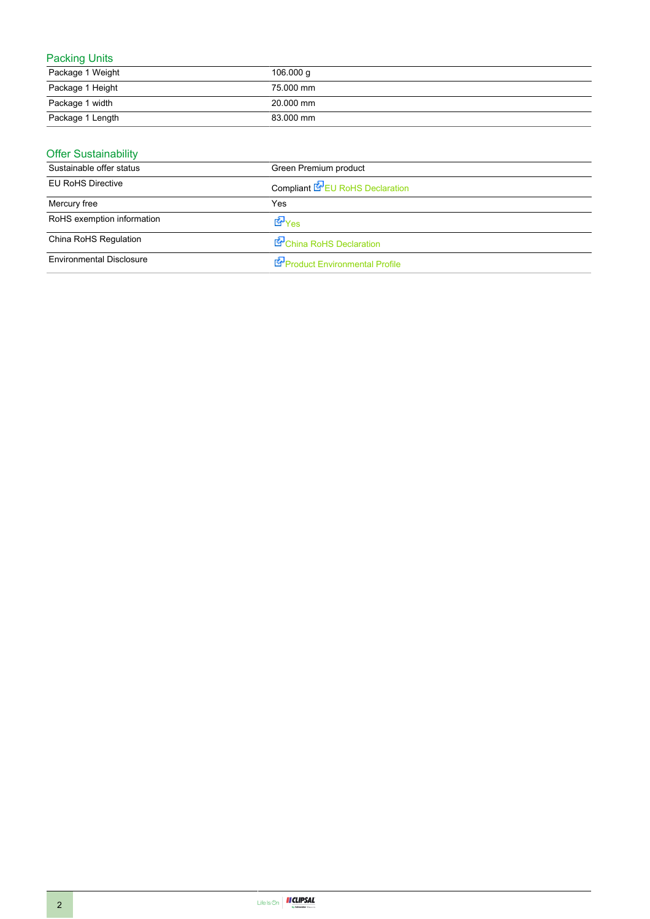## Packing Units

| | |
|---|---|
| Package 1 Weight | 106.000 g |
| Package 1 Height | 75.000 mm |
| Package 1 width | 20.000 mm |
| Package 1 Length | 83.000 mm |

## Offer Sustainability

| | |
|---|---|
| Sustainable offer status | Green Premium product |
| EU RoHS Directive | Compliant EU RoHS Declaration |
| Mercury free | Yes |
| RoHS exemption information | Yes |
| China RoHS Regulation | China RoHS Declaration |
| Environmental Disclosure | Product Environmental Profile |